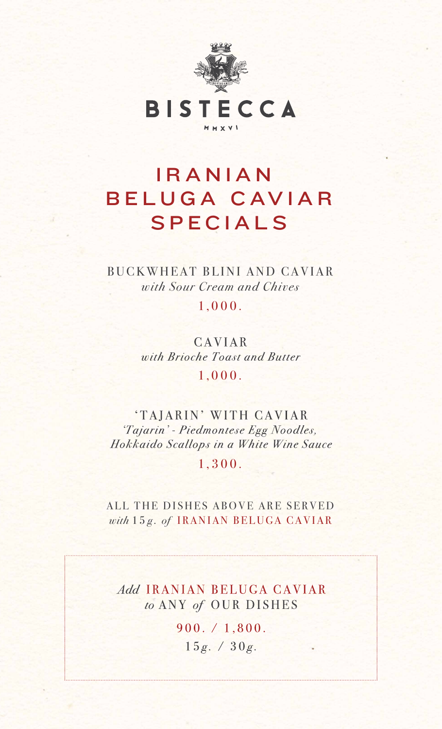BISTECCA

MMXVI

# IRANIAN BELUGA CAVIAR SPECIALS

BUCKWHEAT BLINI AND CAVIAR
*with Sour Cream and Chives*

1,000.

CAVIAR
*with Brioche Toast and Butter*

1,000.

'TAJARIN' WITH CAVIAR
*'Tajarin' - Piedmontese Egg Noodles, Hokkaido Scallops in a White Wine Sauce*

1,300.

ALL THE DISHES ABOVE ARE SERVED *with* 15*g.* *of* IRANIAN BELUGA CAVIAR

*Add* IRANIAN BELUGA CAVIAR *to* ANY *of* OUR DISHES

900. / 1,800.

15*g.* / 30*g.*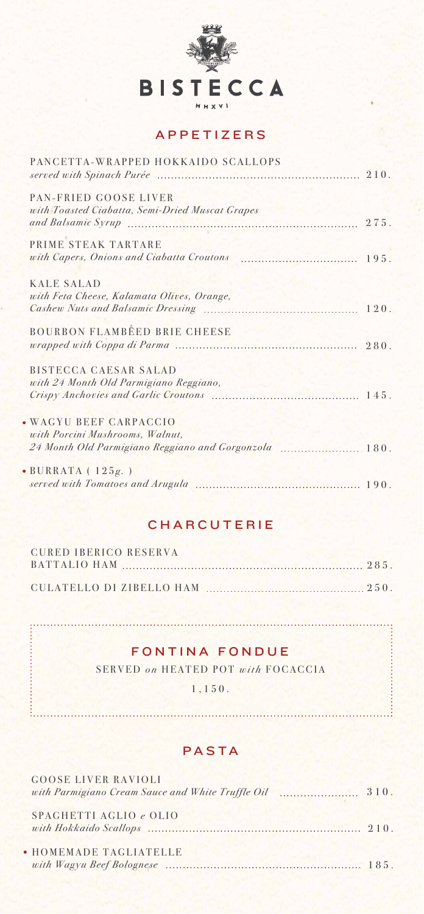# BISTECCA

MMXVI

## APPETIZERS

PANCETTA-WRAPPED HOKKAIDO SCALLOPS
*served with Spinach Purée* ........ 210.

PAN-FRIED GOOSE LIVER
*with Toasted Ciabatta, Semi-Dried Muscat Grapes and Balsamic Syrup* ........ 275.

PRIME STEAK TARTARE
*with Capers, Onions and Ciabatta Croutons* ........ 195.

KALE SALAD
*with Feta Cheese, Kalamata Olives, Orange, Cashew Nuts and Balsamic Dressing* ........ 120.

BOURBON FLAMBÉED BRIE CHEESE
*wrapped with Coppa di Parma* ........ 280.

BISTECCA CAESAR SALAD
*with 24 Month Old Parmigiano Reggiano, Crispy Anchovies and Garlic Croutons* ........ 145.

• WAGYU BEEF CARPACCIO
*with Porcini Mushrooms, Walnut, 24 Month Old Parmigiano Reggiano and Gorgonzola* ........ 180.

• BURRATA ( 125g. )
*served with Tomatoes and Arugula* ........ 190.

## CHARCUTERIE

CURED IBERICO RESERVA BATTALIO HAM ........ 285.

CULATELLO DI ZIBELLO HAM ........ 250.

## FONTINA FONDUE

SERVED *on* HEATED POT *with* FOCACCIA

1,150.

## PASTA

GOOSE LIVER RAVIOLI
*with Parmigiano Cream Sauce and White Truffle Oil* ........ 310.

SPAGHETTI AGLIO *e* OLIO
*with Hokkaido Scallops* ........ 210.

• HOMEMADE TAGLIATELLE
*with Wagyu Beef Bolognese* ........ 185.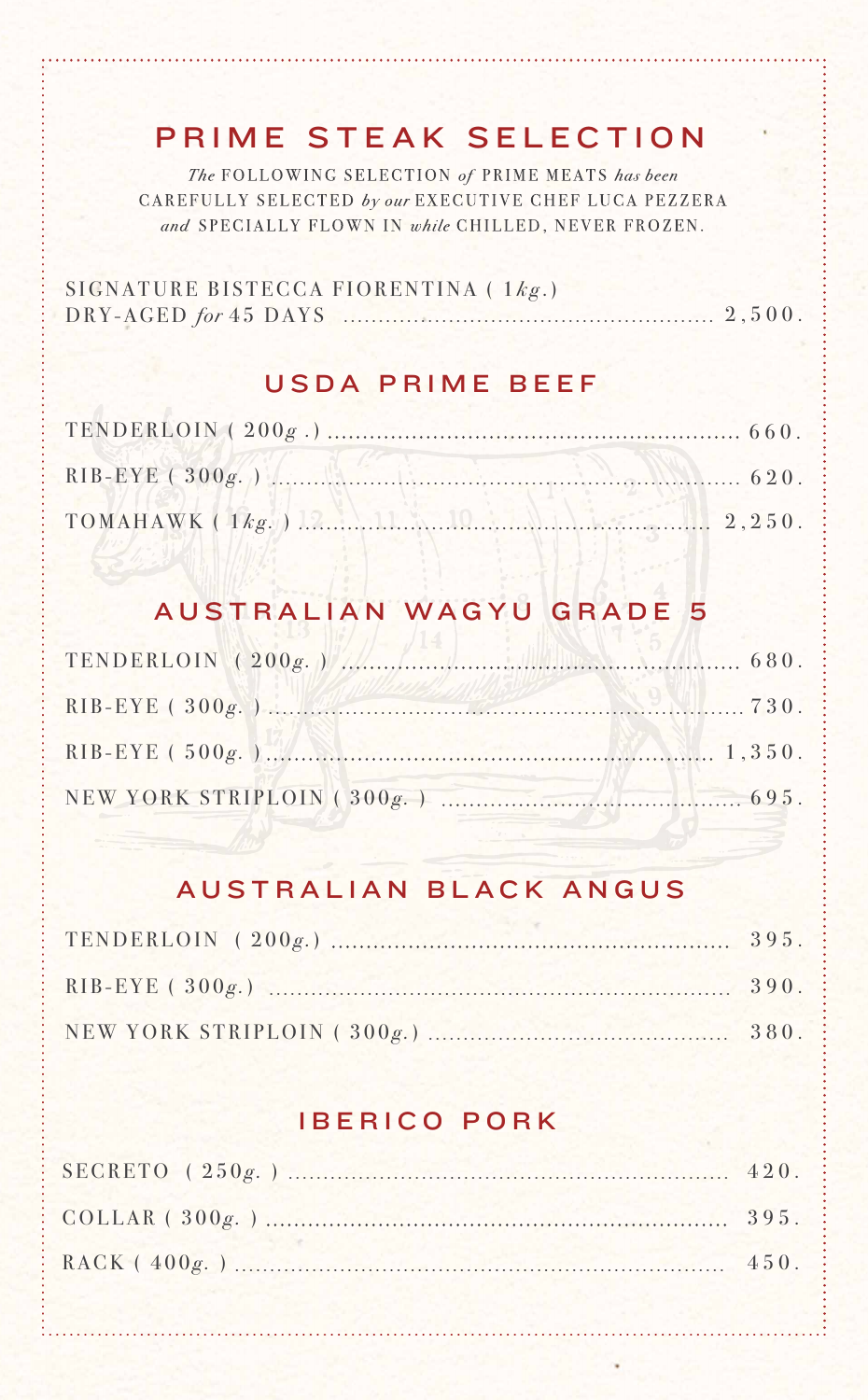# PRIME STEAK SELECTION

*The* FOLLOWING SELECTION *of* PRIME MEATS *has been* CAREFULLY SELECTED *by our* EXECUTIVE CHEF LUCA PEZZERA *and* SPECIALLY FLOWN IN *while* CHILLED, NEVER FROZEN.

SIGNATURE BISTECCA FIORENTINA ( 1*kg*.)
DRY-AGED *for* 45 DAYS ........ 2,500.

## USDA PRIME BEEF

TENDERLOIN ( 200*g* .) ........ 660.

RIB-EYE ( 300*g*. ) ........ 620.

TOMAHAWK ( 1*kg*. ) ........ 2,250.

## AUSTRALIAN WAGYU GRADE 5

TENDERLOIN ( 200*g*. ) ........ 680.

RIB-EYE ( 300*g*. ) ........ 730.

RIB-EYE ( 500*g*. ) ........ 1,350.

NEW YORK STRIPLOIN ( 300*g*. ) ........ 695.

## AUSTRALIAN BLACK ANGUS

TENDERLOIN ( 200*g*.) ........ 395.

RIB-EYE ( 300*g*.) ........ 390.

NEW YORK STRIPLOIN ( 300*g*.) ........ 380.

## IBERICO PORK

SECRETO ( 250*g*. ) ........ 420.

COLLAR ( 300*g*. ) ........ 395.

RACK ( 400*g*. ) ........ 450.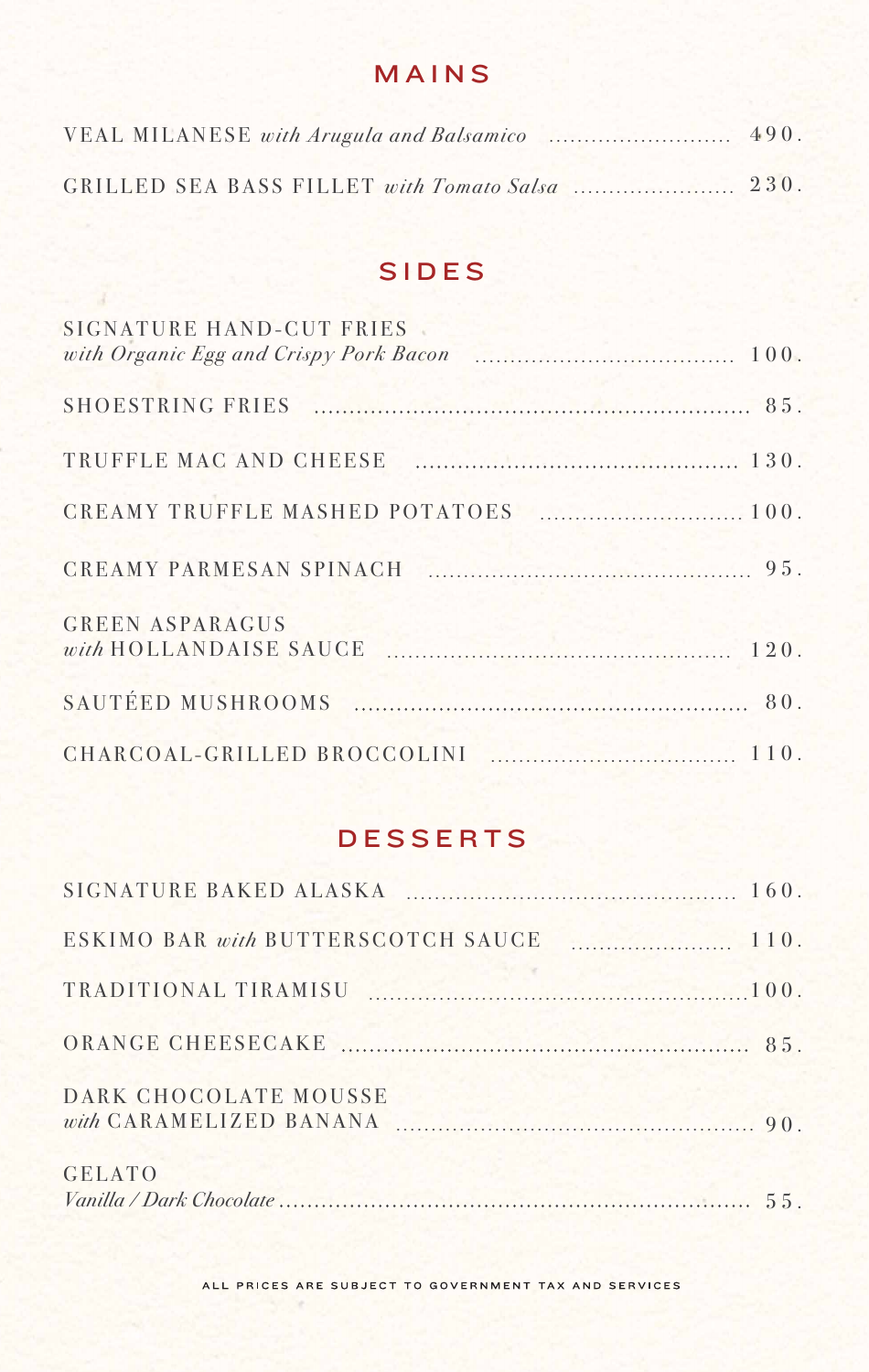## MAINS

VEAL MILANESE *with Arugula and Balsamico* .......................... 490.

GRILLED SEA BASS FILLET *with Tomato Salsa* ....................... 230.

## SIDES

SIGNATURE HAND-CUT FRIES
*with Organic Egg and Crispy Pork Bacon* .................................... 100.

SHOESTRING FRIES ............................................................. 85.

TRUFFLE MAC AND CHEESE ............................................. 130.

CREAMY TRUFFLE MASHED POTATOES ............................ 100.

CREAMY PARMESAN SPINACH ............................................ 95.

GREEN ASPARAGUS
*with* HOLLANDAISE SAUCE ................................................ 120.

SAUTÉED MUSHROOMS ........................................................ 80.

CHARCOAL-GRILLED BROCCOLINI .................................. 110.

## DESSERTS

SIGNATURE BAKED ALASKA ............................................... 160.

ESKIMO BAR *with* BUTTERSCOTCH SAUCE ....................... 110.

TRADITIONAL TIRAMISU .....................................................100.

ORANGE CHEESECAKE ......................................................... 85.

DARK CHOCOLATE MOUSSE
*with* CARAMELIZED BANANA ................................................... 90.

GELATO
*Vanilla / Dark Chocolate* ................................................................... 55.

ALL PRICES ARE SUBJECT TO GOVERNMENT TAX AND SERVICES